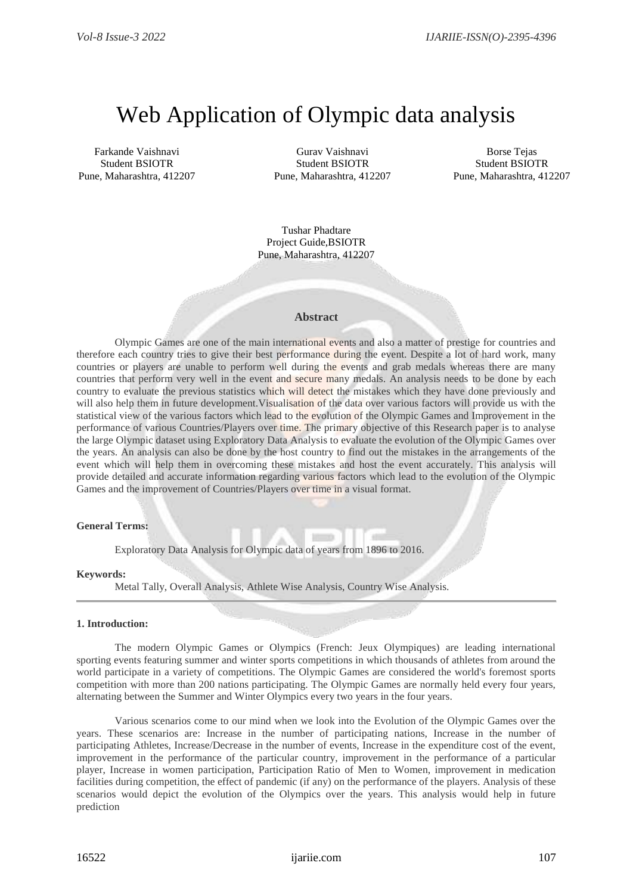# Web Application of Olympic data analysis

Farkande Vaishnavi
Student BSIOTR
Pune, Maharashtra, 412207

Gurav Vaishnavi
Student BSIOTR
Pune, Maharashtra, 412207

Borse Tejas
Student BSIOTR
Pune, Maharashtra, 412207

Tushar Phadtare
Project Guide,BSIOTR
Pune, Maharashtra, 412207

### Abstract

Olympic Games are one of the main international events and also a matter of prestige for countries and therefore each country tries to give their best performance during the event. Despite a lot of hard work, many countries or players are unable to perform well during the events and grab medals whereas there are many countries that perform very well in the event and secure many medals. An analysis needs to be done by each country to evaluate the previous statistics which will detect the mistakes which they have done previously and will also help them in future development.Visualisation of the data over various factors will provide us with the statistical view of the various factors which lead to the evolution of the Olympic Games and Improvement in the performance of various Countries/Players over time. The primary objective of this Research paper is to analyse the large Olympic dataset using Exploratory Data Analysis to evaluate the evolution of the Olympic Games over the years. An analysis can also be done by the host country to find out the mistakes in the arrangements of the event which will help them in overcoming these mistakes and host the event accurately. This analysis will provide detailed and accurate information regarding various factors which lead to the evolution of the Olympic Games and the improvement of Countries/Players over time in a visual format.

**General Terms:**

Exploratory Data Analysis for Olympic data of years from 1896 to 2016.

**Keywords:**

Metal Tally, Overall Analysis, Athlete Wise Analysis, Country Wise Analysis.

---

**1. Introduction:**

The modern Olympic Games or Olympics (French: Jeux Olympiques) are leading international sporting events featuring summer and winter sports competitions in which thousands of athletes from around the world participate in a variety of competitions. The Olympic Games are considered the world's foremost sports competition with more than 200 nations participating. The Olympic Games are normally held every four years, alternating between the Summer and Winter Olympics every two years in the four years.

Various scenarios come to our mind when we look into the Evolution of the Olympic Games over the years. These scenarios are: Increase in the number of participating nations, Increase in the number of participating Athletes, Increase/Decrease in the number of events, Increase in the expenditure cost of the event, improvement in the performance of the particular country, improvement in the performance of a particular player, Increase in women participation, Participation Ratio of Men to Women, improvement in medication facilities during competition, the effect of pandemic (if any) on the performance of the players. Analysis of these scenarios would depict the evolution of the Olympics over the years. This analysis would help in future prediction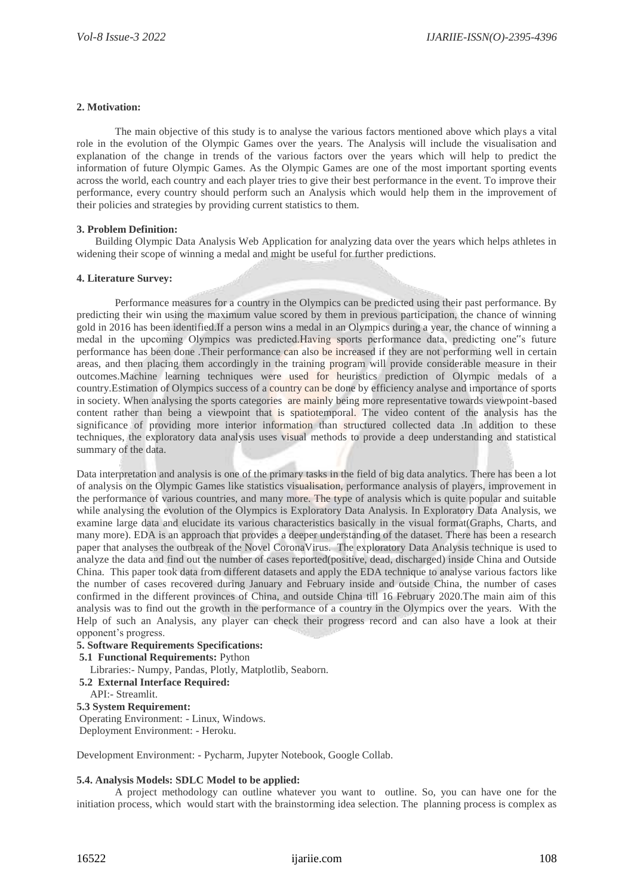## 2. Motivation:

The main objective of this study is to analyse the various factors mentioned above which plays a vital role in the evolution of the Olympic Games over the years. The Analysis will include the visualisation and explanation of the change in trends of the various factors over the years which will help to predict the information of future Olympic Games. As the Olympic Games are one of the most important sporting events across the world, each country and each player tries to give their best performance in the event. To improve their performance, every country should perform such an Analysis which would help them in the improvement of their policies and strategies by providing current statistics to them.

## 3. Problem Definition:

Building Olympic Data Analysis Web Application for analyzing data over the years which helps athletes in widening their scope of winning a medal and might be useful for further predictions.

## 4. Literature Survey:

Performance measures for a country in the Olympics can be predicted using their past performance. By predicting their win using the maximum value scored by them in previous participation, the chance of winning gold in 2016 has been identified.If a person wins a medal in an Olympics during a year, the chance of winning a medal in the upcoming Olympics was predicted.Having sports performance data, predicting one"s future performance has been done .Their performance can also be increased if they are not performing well in certain areas, and then placing them accordingly in the training program will provide considerable measure in their outcomes.Machine learning techniques were used for heuristics prediction of Olympic medals of a country.Estimation of Olympics success of a country can be done by efficiency analyse and importance of sports in society. When analysing the sports categories are mainly being more representative towards viewpoint-based content rather than being a viewpoint that is spatiotemporal. The video content of the analysis has the significance of providing more interior information than structured collected data .In addition to these techniques, the exploratory data analysis uses visual methods to provide a deep understanding and statistical summary of the data.

Data interpretation and analysis is one of the primary tasks in the field of big data analytics. There has been a lot of analysis on the Olympic Games like statistics visualisation, performance analysis of players, improvement in the performance of various countries, and many more. The type of analysis which is quite popular and suitable while analysing the evolution of the Olympics is Exploratory Data Analysis. In Exploratory Data Analysis, we examine large data and elucidate its various characteristics basically in the visual format(Graphs, Charts, and many more). EDA is an approach that provides a deeper understanding of the dataset. There has been a research paper that analyses the outbreak of the Novel CoronaVirus. The exploratory Data Analysis technique is used to analyze the data and find out the number of cases reported(positive, dead, discharged) inside China and Outside China. This paper took data from different datasets and apply the EDA technique to analyse various factors like the number of cases recovered during January and February inside and outside China, the number of cases confirmed in the different provinces of China, and outside China till 16 February 2020.The main aim of this analysis was to find out the growth in the performance of a country in the Olympics over the years. With the Help of such an Analysis, any player can check their progress record and can also have a look at their opponent's progress.

## 5. Software Requirements Specifications:

### 5.1 Functional Requirements: Python

Libraries:- Numpy, Pandas, Plotly, Matplotlib, Seaborn.

### 5.2 External Interface Required:

API:- Streamlit.

### 5.3 System Requirement:

Operating Environment: - Linux, Windows.
Deployment Environment: - Heroku.

Development Environment: - Pycharm, Jupyter Notebook, Google Collab.

### 5.4. Analysis Models: SDLC Model to be applied:

A project methodology can outline whatever you want to outline. So, you can have one for the initiation process, which would start with the brainstorming idea selection. The planning process is complex as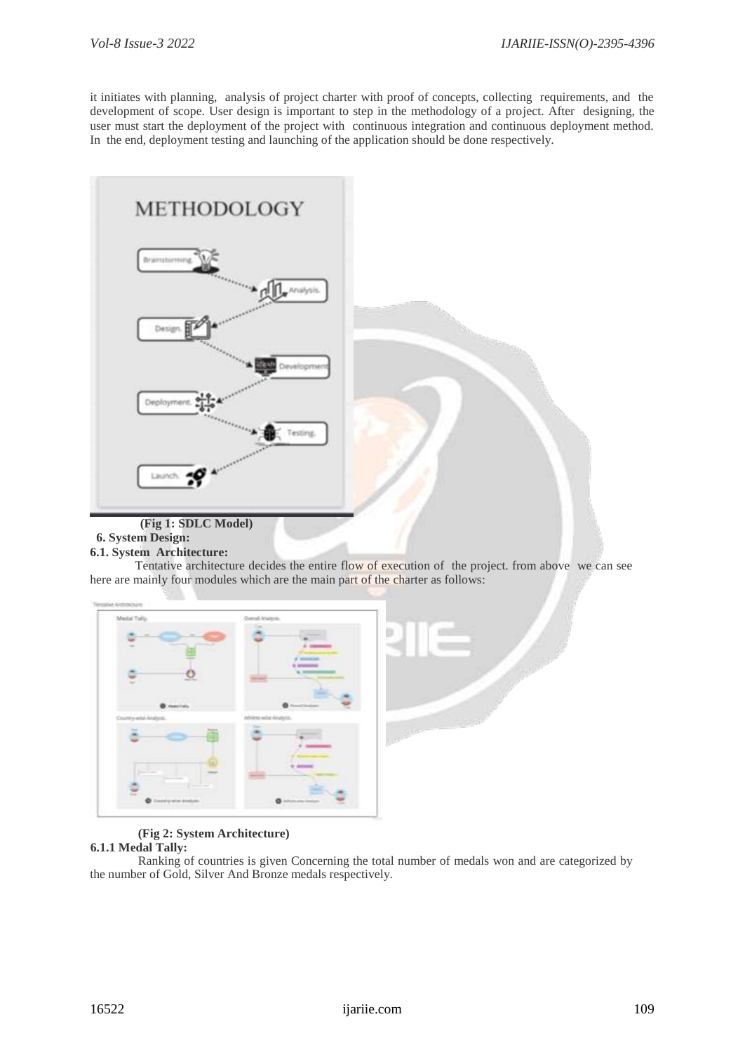it initiates with planning, analysis of project charter with proof of concepts, collecting requirements, and the development of scope. User design is important to step in the methodology of a project. After designing, the user must start the deployment of the project with continuous integration and continuous deployment method. In the end, deployment testing and launching of the application should be done respectively.

**(Fig 1: SDLC Model)**

## 6. System Design:

### 6.1. System Architecture:

Tentative architecture decides the entire flow of execution of the project. from above we can see here are mainly four modules which are the main part of the charter as follows:

**(Fig 2: System Architecture)**

#### 6.1.1 Medal Tally:

Ranking of countries is given Concerning the total number of medals won and are categorized by the number of Gold, Silver And Bronze medals respectively.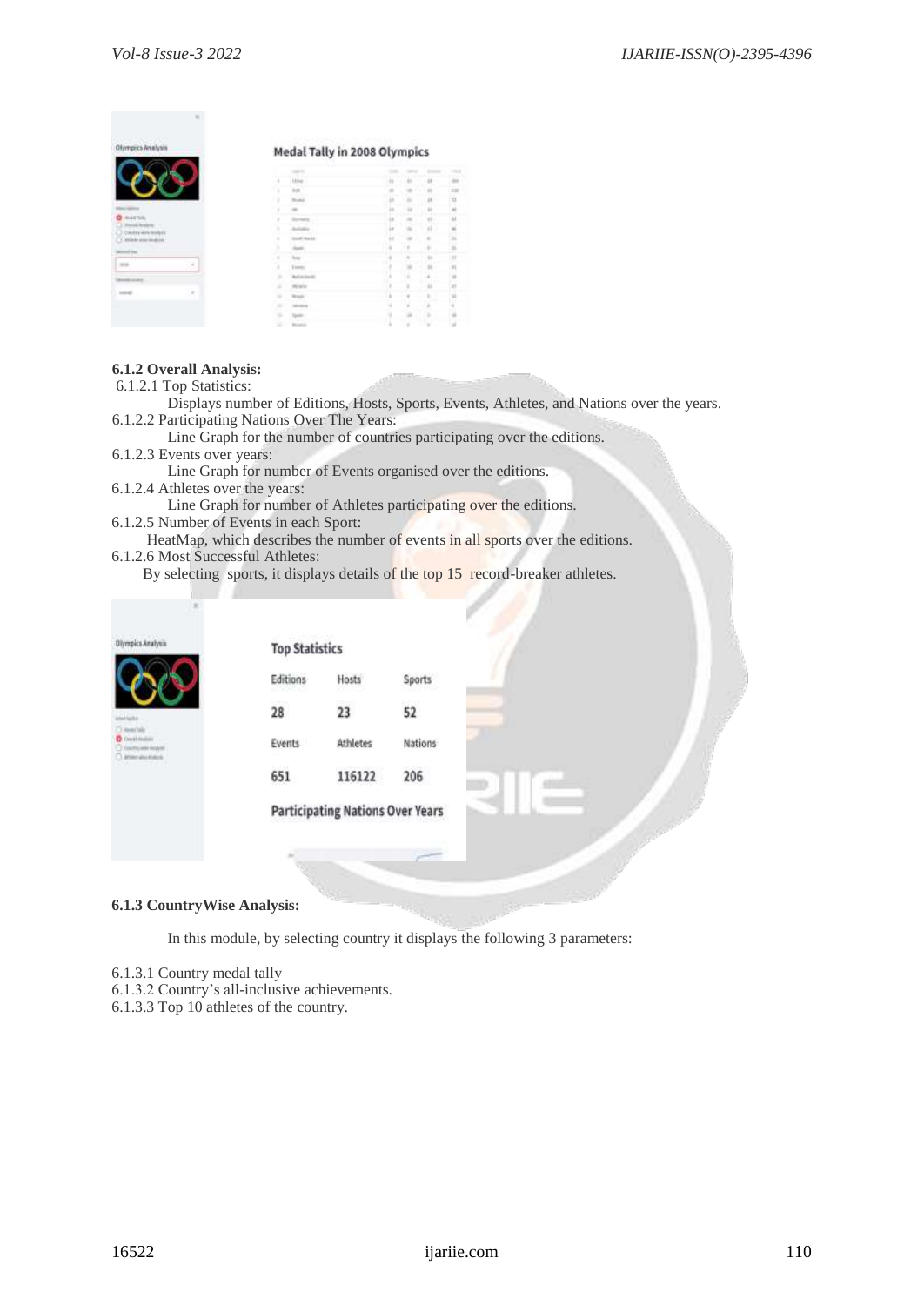#### 6.1.2 Overall Analysis:

6.1.2.1 Top Statistics:

Displays number of Editions, Hosts, Sports, Events, Athletes, and Nations over the years.

6.1.2.2 Participating Nations Over The Years:

Line Graph for the number of countries participating over the editions.

6.1.2.3 Events over years:

Line Graph for number of Events organised over the editions.

6.1.2.4 Athletes over the years:

Line Graph for number of Athletes participating over the editions.

6.1.2.5 Number of Events in each Sport:

HeatMap, which describes the number of events in all sports over the editions.

6.1.2.6 Most Successful Athletes:

By selecting sports, it displays details of the top 15 record-breaker athletes.

#### 6.1.3 CountryWise Analysis:

In this module, by selecting country it displays the following 3 parameters:

6.1.3.1 Country medal tally

6.1.3.2 Country's all-inclusive achievements.

6.1.3.3 Top 10 athletes of the country.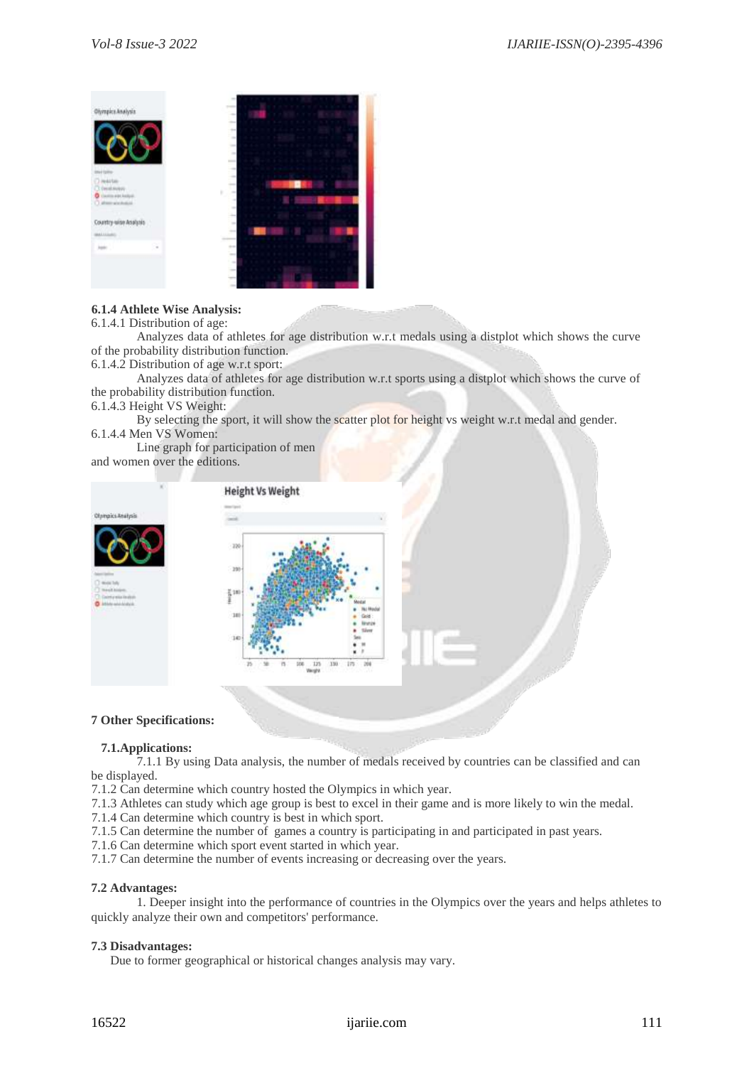**6.1.4 Athlete Wise Analysis:**

6.1.4.1 Distribution of age:

Analyzes data of athletes for age distribution w.r.t medals using a distplot which shows the curve of the probability distribution function.

6.1.4.2 Distribution of age w.r.t sport:

Analyzes data of athletes for age distribution w.r.t sports using a distplot which shows the curve of the probability distribution function.

6.1.4.3 Height VS Weight:

By selecting the sport, it will show the scatter plot for height vs weight w.r.t medal and gender.

6.1.4.4 Men VS Women:

Line graph for participation of men and women over the editions.

**7 Other Specifications:**

**7.1.Applications:**

7.1.1 By using Data analysis, the number of medals received by countries can be classified and can be displayed.

7.1.2 Can determine which country hosted the Olympics in which year.

7.1.3 Athletes can study which age group is best to excel in their game and is more likely to win the medal.

7.1.4 Can determine which country is best in which sport.

7.1.5 Can determine the number of games a country is participating in and participated in past years.

7.1.6 Can determine which sport event started in which year.

7.1.7 Can determine the number of events increasing or decreasing over the years.

**7.2 Advantages:**

1. Deeper insight into the performance of countries in the Olympics over the years and helps athletes to quickly analyze their own and competitors' performance.

**7.3 Disadvantages:**

Due to former geographical or historical changes analysis may vary.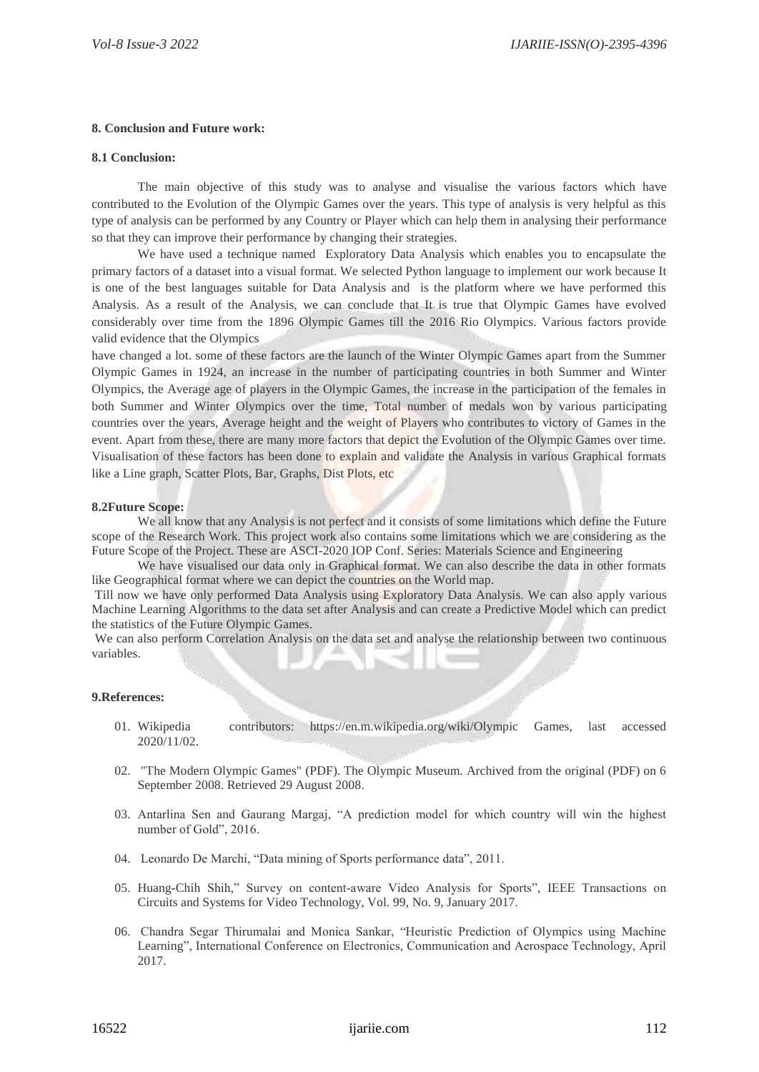### 8. Conclusion and Future work:

#### 8.1 Conclusion:

The main objective of this study was to analyse and visualise the various factors which have contributed to the Evolution of the Olympic Games over the years. This type of analysis is very helpful as this type of analysis can be performed by any Country or Player which can help them in analysing their performance so that they can improve their performance by changing their strategies.

We have used a technique named Exploratory Data Analysis which enables you to encapsulate the primary factors of a dataset into a visual format. We selected Python language to implement our work because It is one of the best languages suitable for Data Analysis and is the platform where we have performed this Analysis. As a result of the Analysis, we can conclude that It is true that Olympic Games have evolved considerably over time from the 1896 Olympic Games till the 2016 Rio Olympics. Various factors provide valid evidence that the Olympics have changed a lot. some of these factors are the launch of the Winter Olympic Games apart from the Summer Olympic Games in 1924, an increase in the number of participating countries in both Summer and Winter Olympics, the Average age of players in the Olympic Games, the increase in the participation of the females in both Summer and Winter Olympics over the time, Total number of medals won by various participating countries over the years, Average height and the weight of Players who contributes to victory of Games in the event. Apart from these, there are many more factors that depict the Evolution of the Olympic Games over time. Visualisation of these factors has been done to explain and validate the Analysis in various Graphical formats like a Line graph, Scatter Plots, Bar, Graphs, Dist Plots, etc

#### 8.2Future Scope:

We all know that any Analysis is not perfect and it consists of some limitations which define the Future scope of the Research Work. This project work also contains some limitations which we are considering as the Future Scope of the Project. These are ASCI-2020 IOP Conf. Series: Materials Science and Engineering

We have visualised our data only in Graphical format. We can also describe the data in other formats like Geographical format where we can depict the countries on the World map.

Till now we have only performed Data Analysis using Exploratory Data Analysis. We can also apply various Machine Learning Algorithms to the data set after Analysis and can create a Predictive Model which can predict the statistics of the Future Olympic Games.

We can also perform Correlation Analysis on the data set and analyse the relationship between two continuous variables.

### 9.References:

01. Wikipedia contributors: https://en.m.wikipedia.org/wiki/Olympic Games, last accessed 2020/11/02.
02. "The Modern Olympic Games" (PDF). The Olympic Museum. Archived from the original (PDF) on 6 September 2008. Retrieved 29 August 2008.
03. Antarlina Sen and Gaurang Margaj, "A prediction model for which country will win the highest number of Gold", 2016.
04. Leonardo De Marchi, "Data mining of Sports performance data", 2011.
05. Huang-Chih Shih," Survey on content-aware Video Analysis for Sports", IEEE Transactions on Circuits and Systems for Video Technology, Vol. 99, No. 9, January 2017.
06. Chandra Segar Thirumalai and Monica Sankar, "Heuristic Prediction of Olympics using Machine Learning", International Conference on Electronics, Communication and Aerospace Technology, April 2017.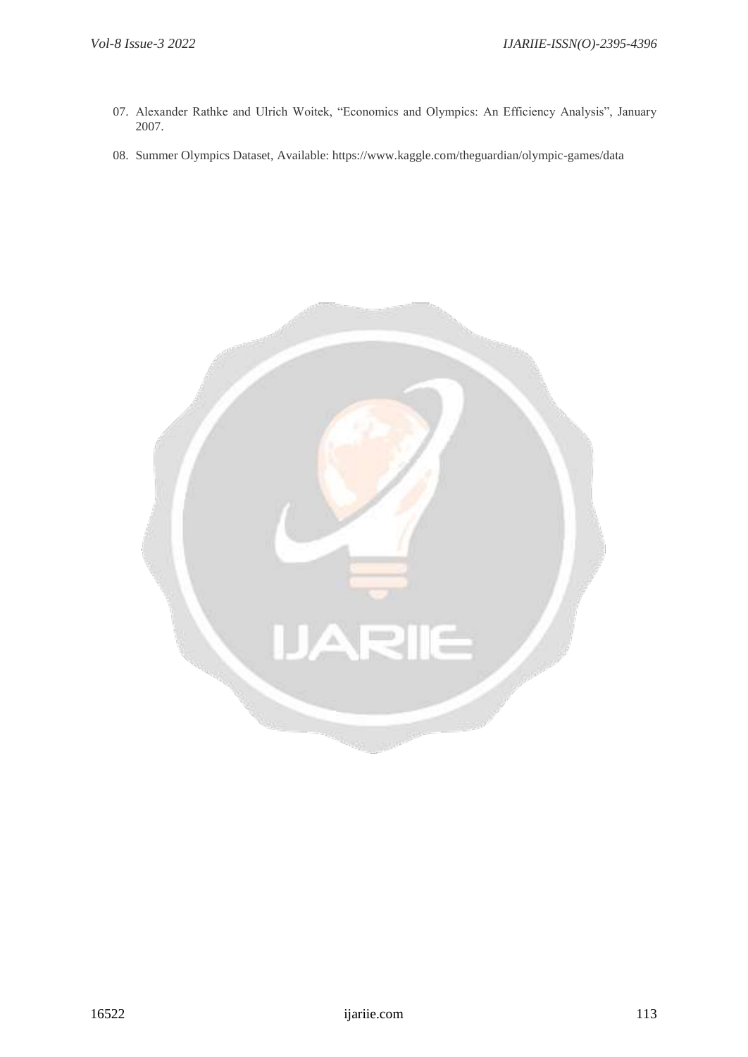07. Alexander Rathke and Ulrich Woitek, "Economics and Olympics: An Efficiency Analysis", January 2007.

08. Summer Olympics Dataset, Available: https://www.kaggle.com/theguardian/olympic-games/data